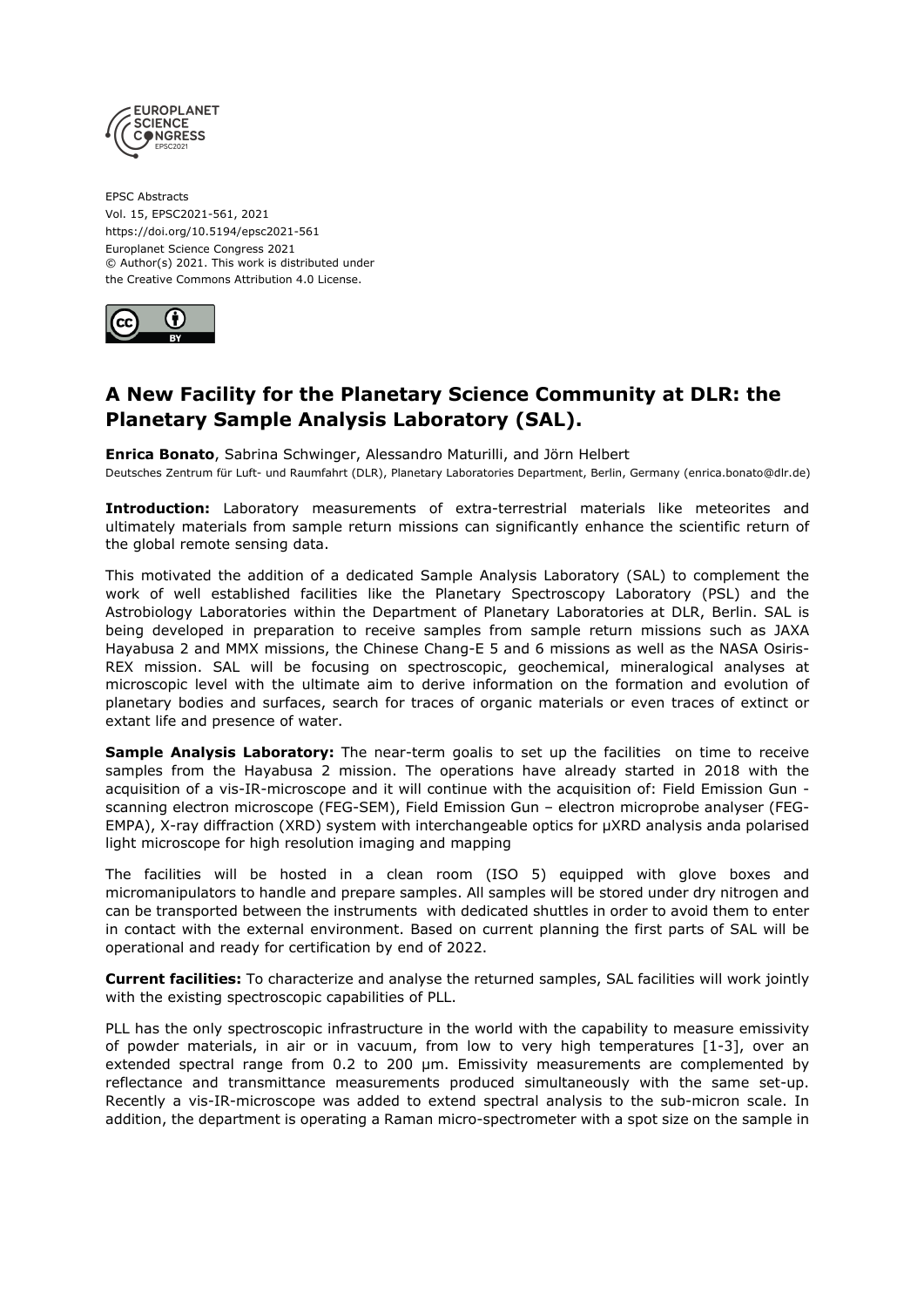EPSC Abstracts
Vol. 15, EPSC2021-561, 2021
https://doi.org/10.5194/epsc2021-561
Europlanet Science Congress 2021
© Author(s) 2021. This work is distributed under
the Creative Commons Attribution 4.0 License.

# A New Facility for the Planetary Science Community at DLR: the Planetary Sample Analysis Laboratory (SAL).

**Enrica Bonato**, Sabrina Schwinger, Alessandro Maturilli, and Jörn Helbert

Deutsches Zentrum für Luft- und Raumfahrt (DLR), Planetary Laboratories Department, Berlin, Germany (enrica.bonato@dlr.de)

**Introduction:** Laboratory measurements of extra-terrestrial materials like meteorites and ultimately materials from sample return missions can significantly enhance the scientific return of the global remote sensing data.

This motivated the addition of a dedicated Sample Analysis Laboratory (SAL) to complement the work of well established facilities like the Planetary Spectroscopy Laboratory (PSL) and the Astrobiology Laboratories within the Department of Planetary Laboratories at DLR, Berlin. SAL is being developed in preparation to receive samples from sample return missions such as JAXA Hayabusa 2 and MMX missions, the Chinese Chang-E 5 and 6 missions as well as the NASA Osiris-REX mission. SAL will be focusing on spectroscopic, geochemical, mineralogical analyses at microscopic level with the ultimate aim to derive information on the formation and evolution of planetary bodies and surfaces, search for traces of organic materials or even traces of extinct or extant life and presence of water.

**Sample Analysis Laboratory:** The near-term goalis to set up the facilities on time to receive samples from the Hayabusa 2 mission. The operations have already started in 2018 with the acquisition of a vis-IR-microscope and it will continue with the acquisition of: Field Emission Gun - scanning electron microscope (FEG-SEM), Field Emission Gun – electron microprobe analyser (FEG-EMPA), X-ray diffraction (XRD) system with interchangeable optics for µXRD analysis anda polarised light microscope for high resolution imaging and mapping

The facilities will be hosted in a clean room (ISO 5) equipped with glove boxes and micromanipulators to handle and prepare samples. All samples will be stored under dry nitrogen and can be transported between the instruments with dedicated shuttles in order to avoid them to enter in contact with the external environment. Based on current planning the first parts of SAL will be operational and ready for certification by end of 2022.

**Current facilities:** To characterize and analyse the returned samples, SAL facilities will work jointly with the existing spectroscopic capabilities of PLL.

PLL has the only spectroscopic infrastructure in the world with the capability to measure emissivity of powder materials, in air or in vacuum, from low to very high temperatures [1-3], over an extended spectral range from 0.2 to 200 µm. Emissivity measurements are complemented by reflectance and transmittance measurements produced simultaneously with the same set-up. Recently a vis-IR-microscope was added to extend spectral analysis to the sub-micron scale. In addition, the department is operating a Raman micro-spectrometer with a spot size on the sample in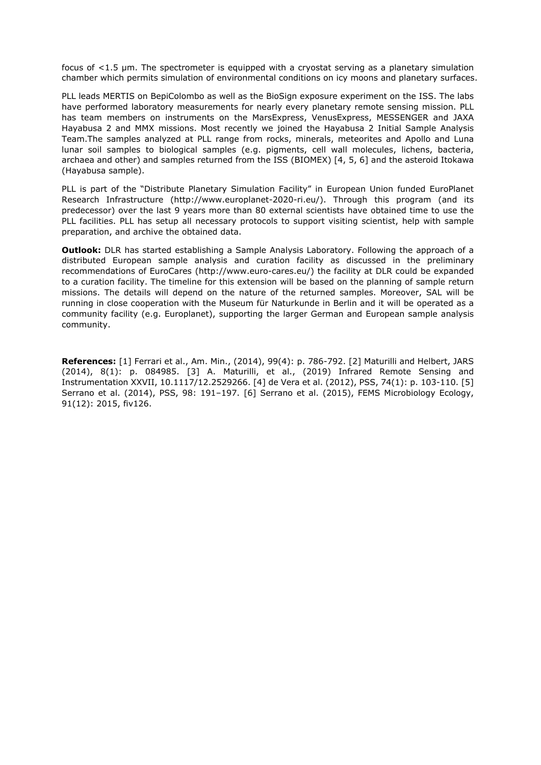focus of <1.5 µm. The spectrometer is equipped with a cryostat serving as a planetary simulation chamber which permits simulation of environmental conditions on icy moons and planetary surfaces.

PLL leads MERTIS on BepiColombo as well as the BioSign exposure experiment on the ISS. The labs have performed laboratory measurements for nearly every planetary remote sensing mission. PLL has team members on instruments on the MarsExpress, VenusExpress, MESSENGER and JAXA Hayabusa 2 and MMX missions. Most recently we joined the Hayabusa 2 Initial Sample Analysis Team.The samples analyzed at PLL range from rocks, minerals, meteorites and Apollo and Luna lunar soil samples to biological samples (e.g. pigments, cell wall molecules, lichens, bacteria, archaea and other) and samples returned from the ISS (BIOMEX) [4, 5, 6] and the asteroid Itokawa (Hayabusa sample).

PLL is part of the "Distribute Planetary Simulation Facility" in European Union funded EuroPlanet Research Infrastructure (http://www.europlanet-2020-ri.eu/). Through this program (and its predecessor) over the last 9 years more than 80 external scientists have obtained time to use the PLL facilities. PLL has setup all necessary protocols to support visiting scientist, help with sample preparation, and archive the obtained data.

**Outlook:** DLR has started establishing a Sample Analysis Laboratory. Following the approach of a distributed European sample analysis and curation facility as discussed in the preliminary recommendations of EuroCares (http://www.euro-cares.eu/) the facility at DLR could be expanded to a curation facility. The timeline for this extension will be based on the planning of sample return missions. The details will depend on the nature of the returned samples. Moreover, SAL will be running in close cooperation with the Museum für Naturkunde in Berlin and it will be operated as a community facility (e.g. Europlanet), supporting the larger German and European sample analysis community.

**References:** [1] Ferrari et al., Am. Min., (2014), 99(4): p. 786-792. [2] Maturilli and Helbert, JARS (2014), 8(1): p. 084985. [3] A. Maturilli, et al., (2019) Infrared Remote Sensing and Instrumentation XXVII, 10.1117/12.2529266. [4] de Vera et al. (2012), PSS, 74(1): p. 103-110. [5] Serrano et al. (2014), PSS, 98: 191–197. [6] Serrano et al. (2015), FEMS Microbiology Ecology, 91(12): 2015, fiv126.